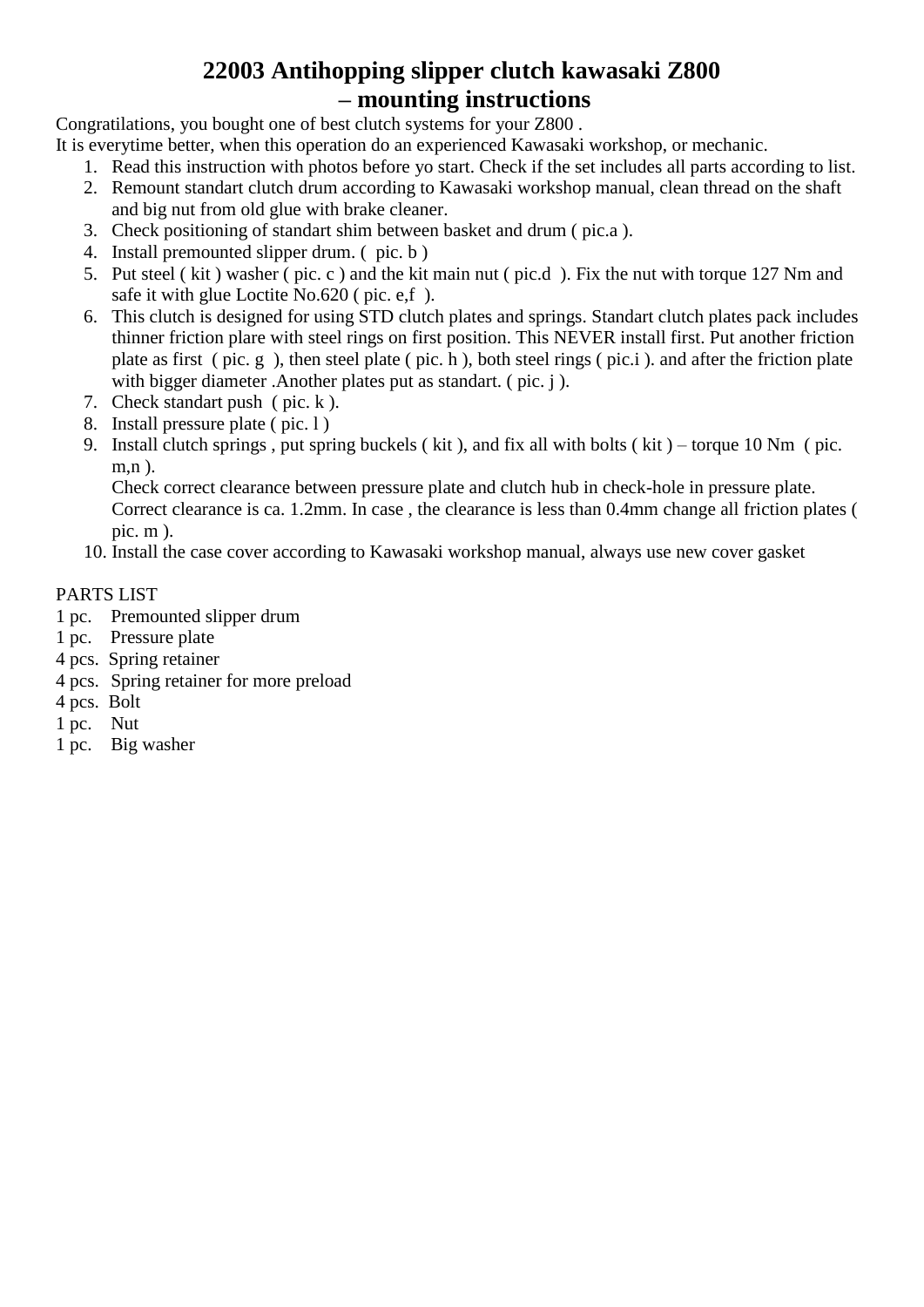# 22003 Antihopping slipper clutch kawasaki Z800 – mounting instructions

Congratilations, you bought one of best clutch systems for your Z800 .
It is everytime better, when this operation do an experienced Kawasaki workshop, or mechanic.

1. Read this instruction with photos before yo start. Check if the set includes all parts according to list.
2. Remount standart clutch drum according to Kawasaki workshop manual, clean thread on the shaft and big nut from old glue with brake cleaner.
3. Check positioning of standart shim between basket and drum ( pic.a ).
4. Install premounted slipper drum. (  pic. b )
5. Put steel ( kit ) washer ( pic. c ) and the kit main nut ( pic.d  ). Fix the nut with torque 127 Nm and safe it with glue Loctite No.620 ( pic. e,f  ).
6. This clutch is designed for using STD clutch plates and springs. Standart clutch plates pack includes thinner friction plare with steel rings on first position. This NEVER install first. Put another friction plate as first  ( pic. g  ), then steel plate ( pic. h ), both steel rings ( pic.i ). and after the friction plate with bigger diameter .Another plates put as standart. ( pic. j ).
7. Check standart push  ( pic. k ).
8. Install pressure plate ( pic. l )
9. Install clutch springs , put spring buckels ( kit ), and fix all with bolts ( kit ) – torque 10 Nm  ( pic. m,n ).
   Check correct clearance between pressure plate and clutch hub in check-hole in pressure plate. Correct clearance is ca. 1.2mm. In case , the clearance is less than 0.4mm change all friction plates ( pic. m ).
10. Install the case cover according to Kawasaki workshop manual, always use new cover gasket

PARTS LIST

1 pc.    Premounted slipper drum
1 pc.    Pressure plate
4 pcs.  Spring retainer
4 pcs.  Spring retainer for more preload
4 pcs.  Bolt
1 pc.    Nut
1 pc.    Big washer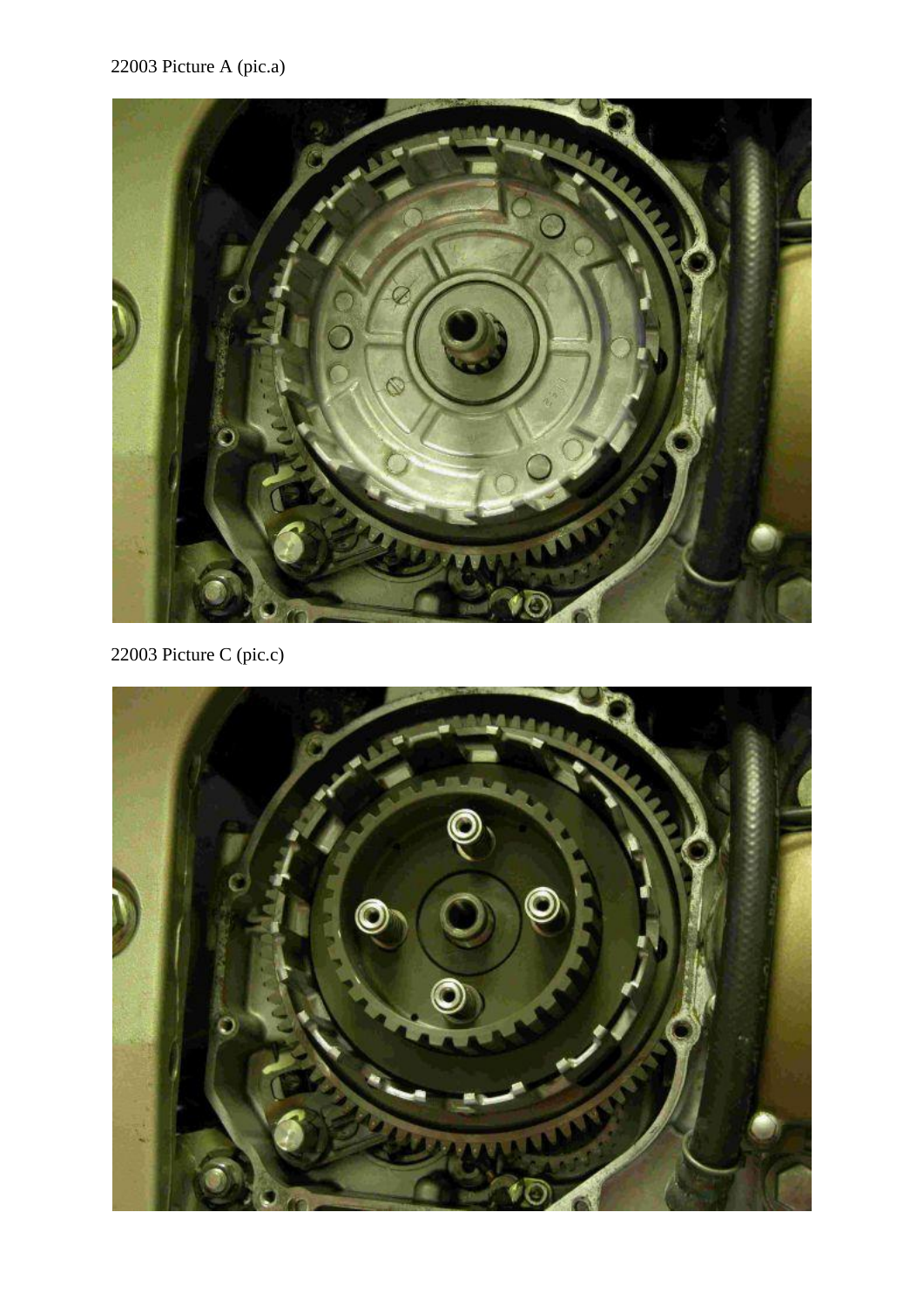22003 Picture A (pic.a)

22003 Picture C (pic.c)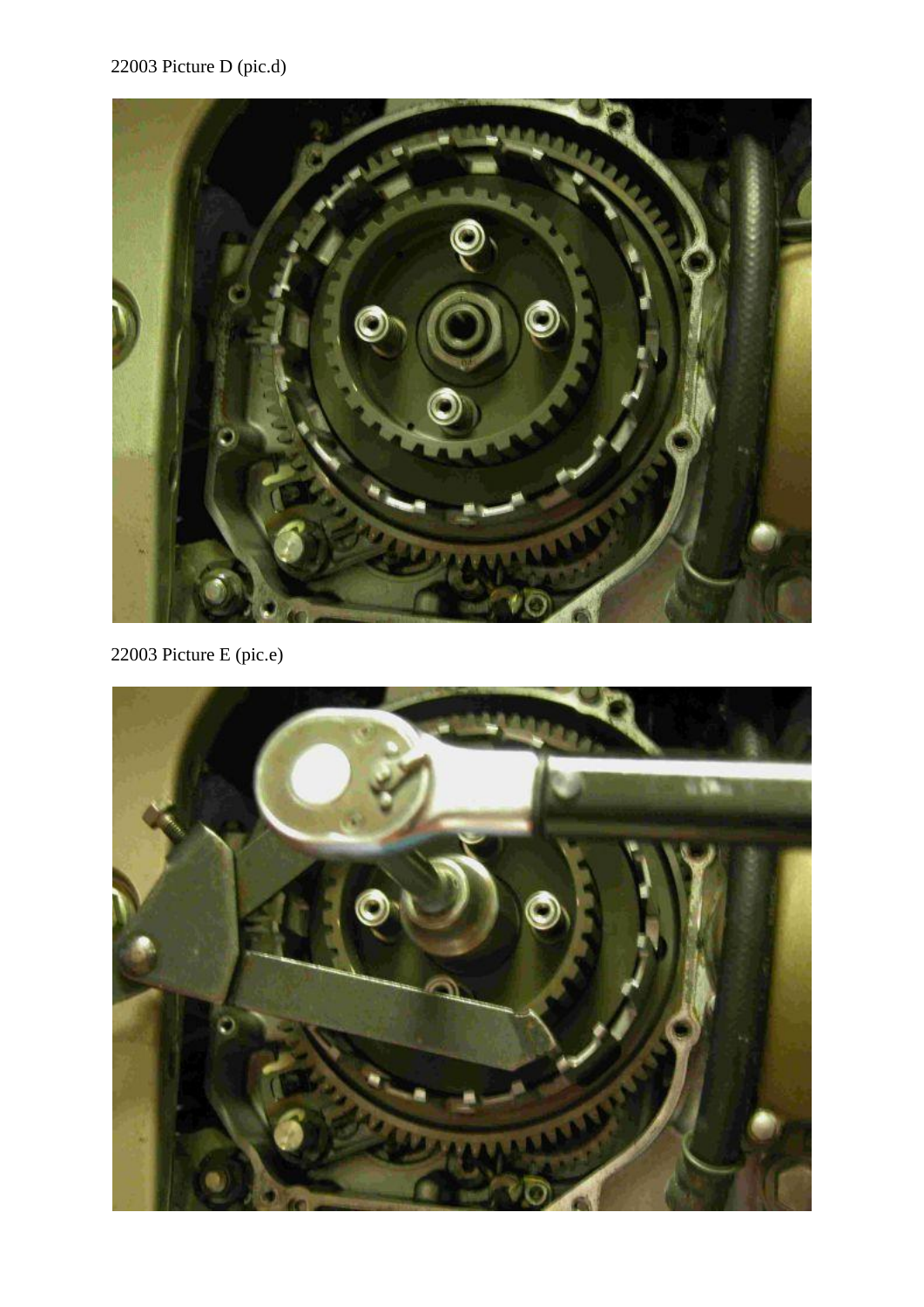22003 Picture D (pic.d)

22003 Picture E (pic.e)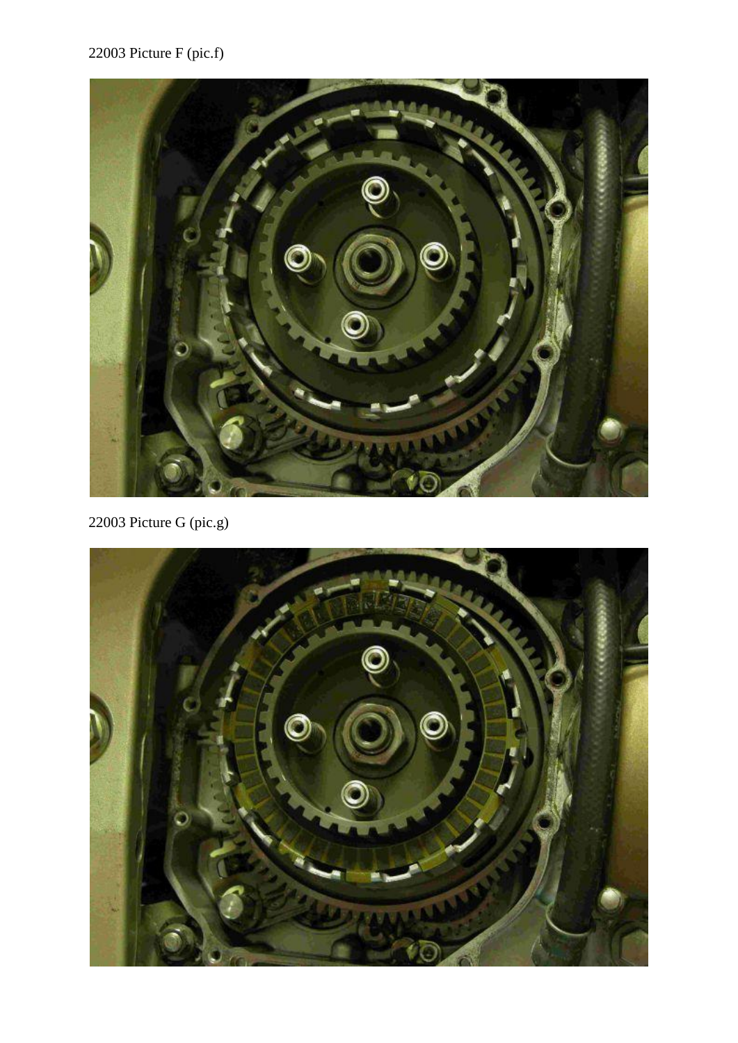22003 Picture F (pic.f)

22003 Picture G (pic.g)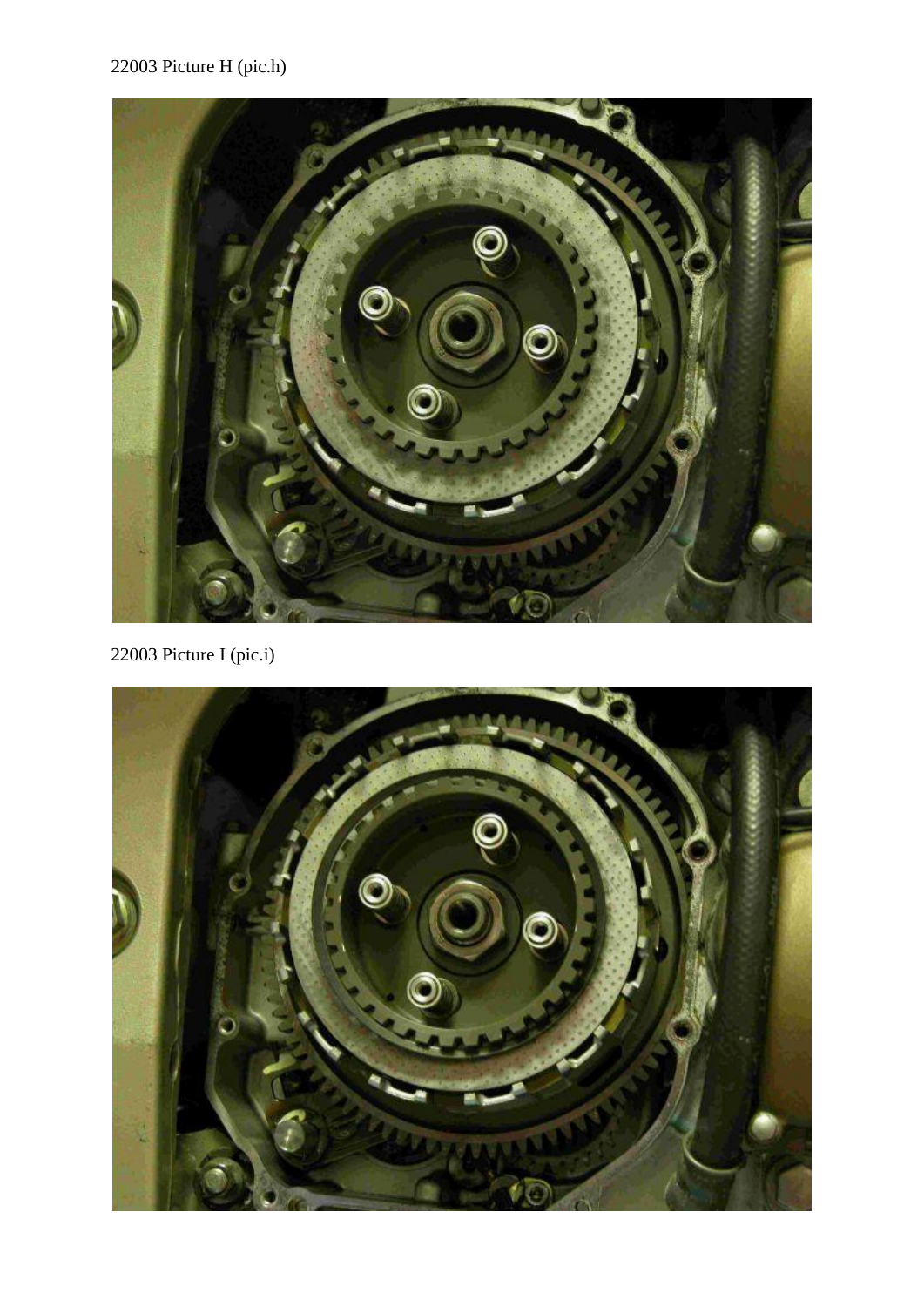22003 Picture H (pic.h)

22003 Picture I (pic.i)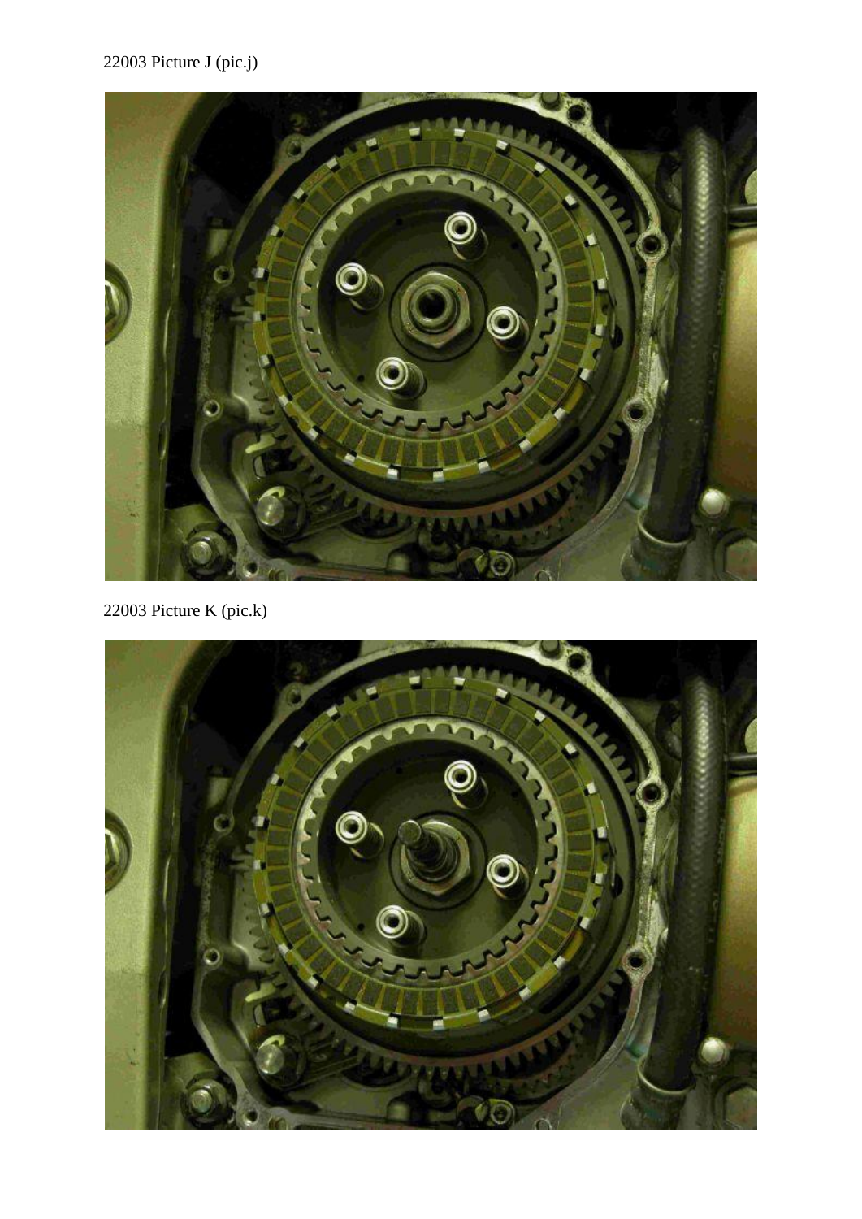22003 Picture J (pic.j)

22003 Picture K (pic.k)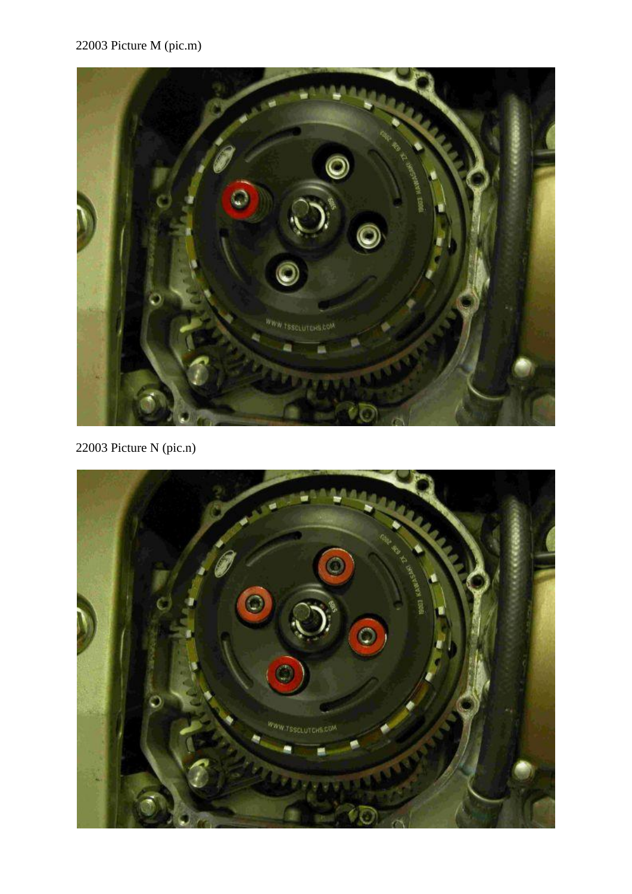22003 Picture M (pic.m)

22003 Picture N (pic.n)